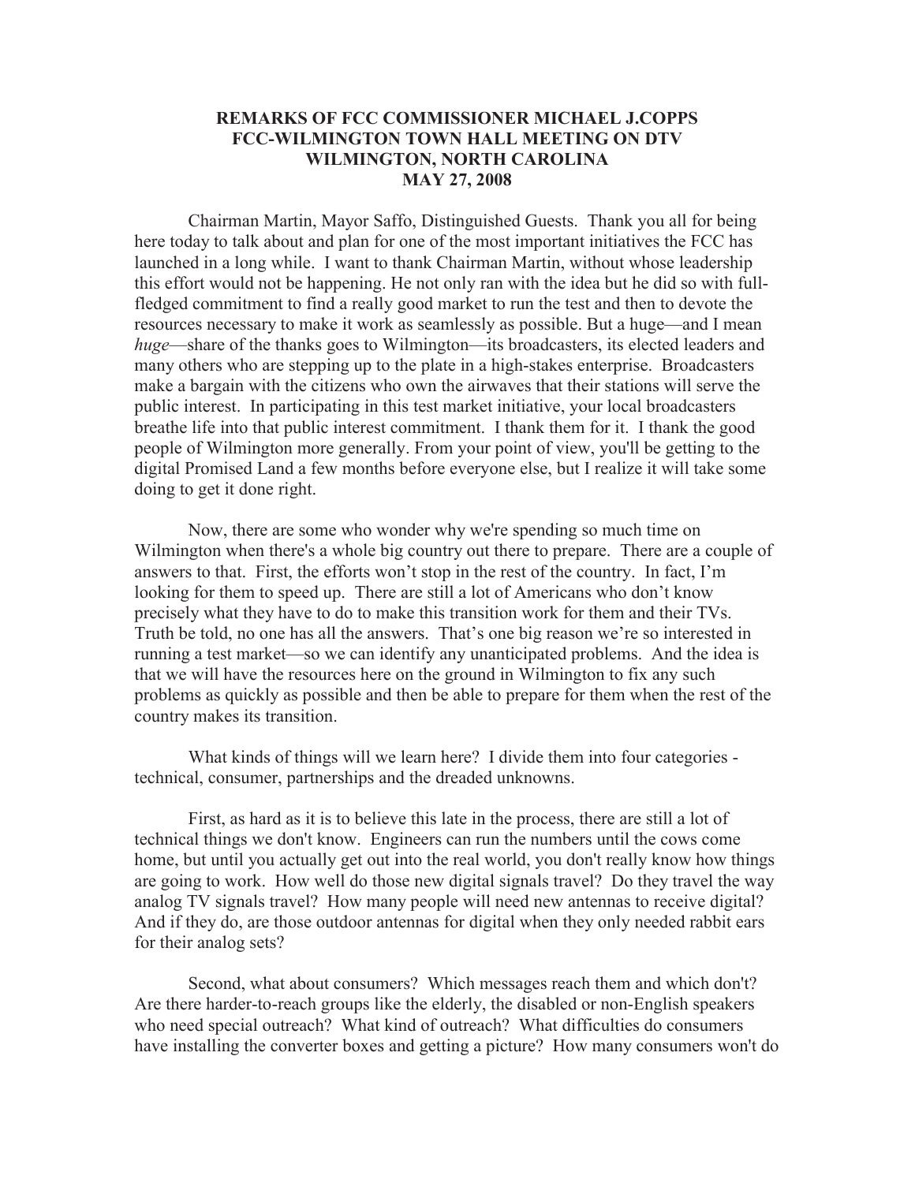**REMARKS OF FCC COMMISSIONER MICHAEL J.COPPS**
**FCC-WILMINGTON TOWN HALL MEETING ON DTV**
**WILMINGTON, NORTH CAROLINA**
**MAY 27, 2008**

Chairman Martin, Mayor Saffo, Distinguished Guests. Thank you all for being here today to talk about and plan for one of the most important initiatives the FCC has launched in a long while. I want to thank Chairman Martin, without whose leadership this effort would not be happening. He not only ran with the idea but he did so with full-fledged commitment to find a really good market to run the test and then to devote the resources necessary to make it work as seamlessly as possible. But a huge—and I mean *huge*—share of the thanks goes to Wilmington—its broadcasters, its elected leaders and many others who are stepping up to the plate in a high-stakes enterprise. Broadcasters make a bargain with the citizens who own the airwaves that their stations will serve the public interest. In participating in this test market initiative, your local broadcasters breathe life into that public interest commitment. I thank them for it. I thank the good people of Wilmington more generally. From your point of view, you'll be getting to the digital Promised Land a few months before everyone else, but I realize it will take some doing to get it done right.

Now, there are some who wonder why we're spending so much time on Wilmington when there's a whole big country out there to prepare. There are a couple of answers to that. First, the efforts won't stop in the rest of the country. In fact, I'm looking for them to speed up. There are still a lot of Americans who don't know precisely what they have to do to make this transition work for them and their TVs. Truth be told, no one has all the answers. That's one big reason we're so interested in running a test market—so we can identify any unanticipated problems. And the idea is that we will have the resources here on the ground in Wilmington to fix any such problems as quickly as possible and then be able to prepare for them when the rest of the country makes its transition.

What kinds of things will we learn here? I divide them into four categories - technical, consumer, partnerships and the dreaded unknowns.

First, as hard as it is to believe this late in the process, there are still a lot of technical things we don't know. Engineers can run the numbers until the cows come home, but until you actually get out into the real world, you don't really know how things are going to work. How well do those new digital signals travel? Do they travel the way analog TV signals travel? How many people will need new antennas to receive digital? And if they do, are those outdoor antennas for digital when they only needed rabbit ears for their analog sets?

Second, what about consumers? Which messages reach them and which don't? Are there harder-to-reach groups like the elderly, the disabled or non-English speakers who need special outreach? What kind of outreach? What difficulties do consumers have installing the converter boxes and getting a picture? How many consumers won't do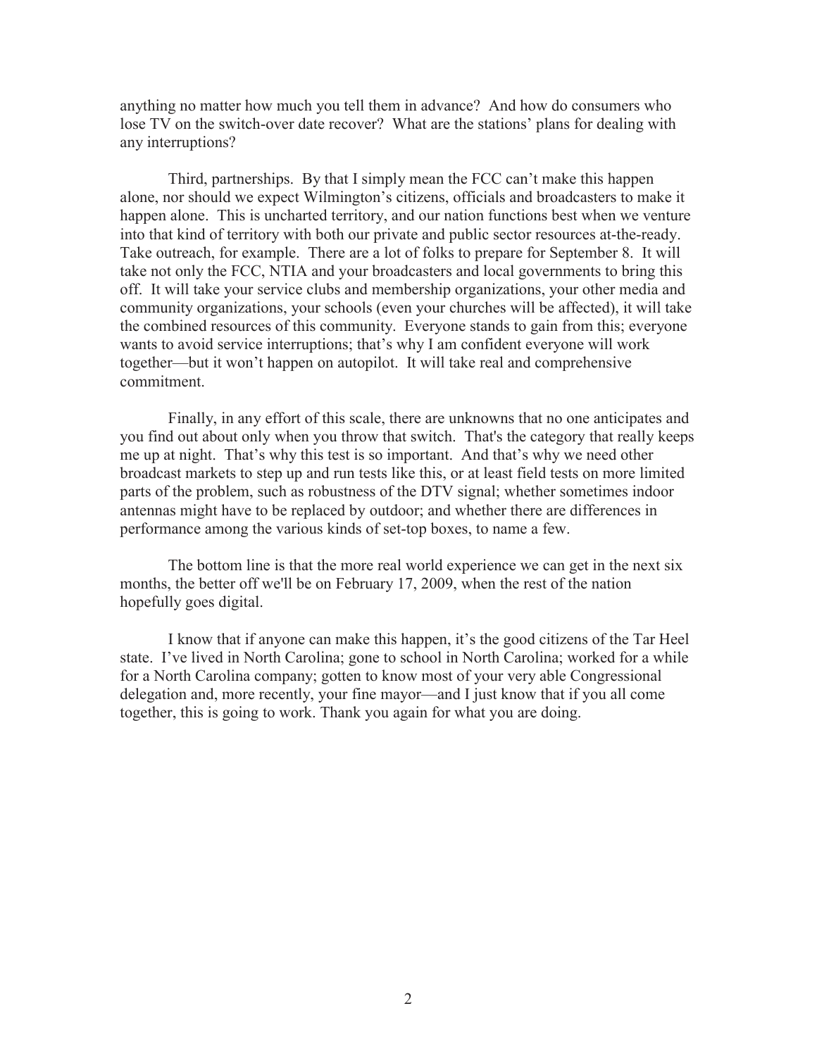anything no matter how much you tell them in advance? And how do consumers who lose TV on the switch-over date recover? What are the stations' plans for dealing with any interruptions?

Third, partnerships. By that I simply mean the FCC can't make this happen alone, nor should we expect Wilmington's citizens, officials and broadcasters to make it happen alone. This is uncharted territory, and our nation functions best when we venture into that kind of territory with both our private and public sector resources at-the-ready. Take outreach, for example. There are a lot of folks to prepare for September 8. It will take not only the FCC, NTIA and your broadcasters and local governments to bring this off. It will take your service clubs and membership organizations, your other media and community organizations, your schools (even your churches will be affected), it will take the combined resources of this community. Everyone stands to gain from this; everyone wants to avoid service interruptions; that's why I am confident everyone will work together—but it won't happen on autopilot. It will take real and comprehensive commitment.

Finally, in any effort of this scale, there are unknowns that no one anticipates and you find out about only when you throw that switch. That's the category that really keeps me up at night. That's why this test is so important. And that's why we need other broadcast markets to step up and run tests like this, or at least field tests on more limited parts of the problem, such as robustness of the DTV signal; whether sometimes indoor antennas might have to be replaced by outdoor; and whether there are differences in performance among the various kinds of set-top boxes, to name a few.

The bottom line is that the more real world experience we can get in the next six months, the better off we'll be on February 17, 2009, when the rest of the nation hopefully goes digital.

I know that if anyone can make this happen, it's the good citizens of the Tar Heel state. I've lived in North Carolina; gone to school in North Carolina; worked for a while for a North Carolina company; gotten to know most of your very able Congressional delegation and, more recently, your fine mayor—and I just know that if you all come together, this is going to work. Thank you again for what you are doing.